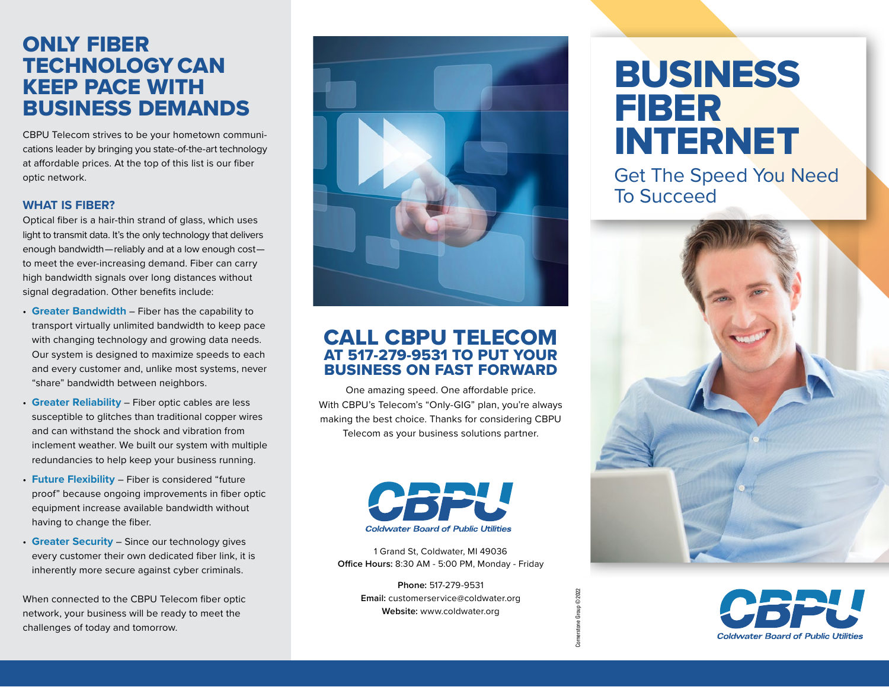# ONLY FIBER TECHNOLOGY CAN KEEP PACE WITH BUSINESS DEMANDS

CBPU Telecom strives to be your hometown communications leader by bringing you state-of-the-art technology at affordable prices. At the top of this list is our fiber optic network.

### WHAT IS FIBER?

Optical fiber is a hair-thin strand of glass, which uses light to transmit data. It's the only technology that delivers enough bandwidth—reliably and at a low enough cost—to meet the ever-increasing demand. Fiber can carry high bandwidth signals over long distances without signal degradation. Other benefits include:

- **Greater Bandwidth** – Fiber has the capability to transport virtually unlimited bandwidth to keep pace with changing technology and growing data needs. Our system is designed to maximize speeds to each and every customer and, unlike most systems, never "share" bandwidth between neighbors.
- **Greater Reliability** – Fiber optic cables are less susceptible to glitches than traditional copper wires and can withstand the shock and vibration from inclement weather. We built our system with multiple redundancies to help keep your business running.
- **Future Flexibility** – Fiber is considered "future proof" because ongoing improvements in fiber optic equipment increase available bandwidth without having to change the fiber.
- **Greater Security** – Since our technology gives every customer their own dedicated fiber link, it is inherently more secure against cyber criminals.

When connected to the CBPU Telecom fiber optic network, your business will be ready to meet the challenges of today and tomorrow.

## CALL CBPU TELECOM AT 517-279-9531 TO PUT YOUR BUSINESS ON FAST FORWARD

One amazing speed. One affordable price. With CBPU's Telecom's "Only-GIG" plan, you're always making the best choice. Thanks for considering CBPU Telecom as your business solutions partner.

CBPU
*Coldwater Board of Public Utilities*

1 Grand St, Coldwater, MI 49036
**Office Hours:** 8:30 AM - 5:00 PM, Monday - Friday

**Phone:** 517-279-9531
**Email:** customerservice@coldwater.org
**Website:** www.coldwater.org

Cornerstone Group ©2022

# BUSINESS FIBER INTERNET

Get The Speed You Need To Succeed

CBPU
*Coldwater Board of Public Utilities*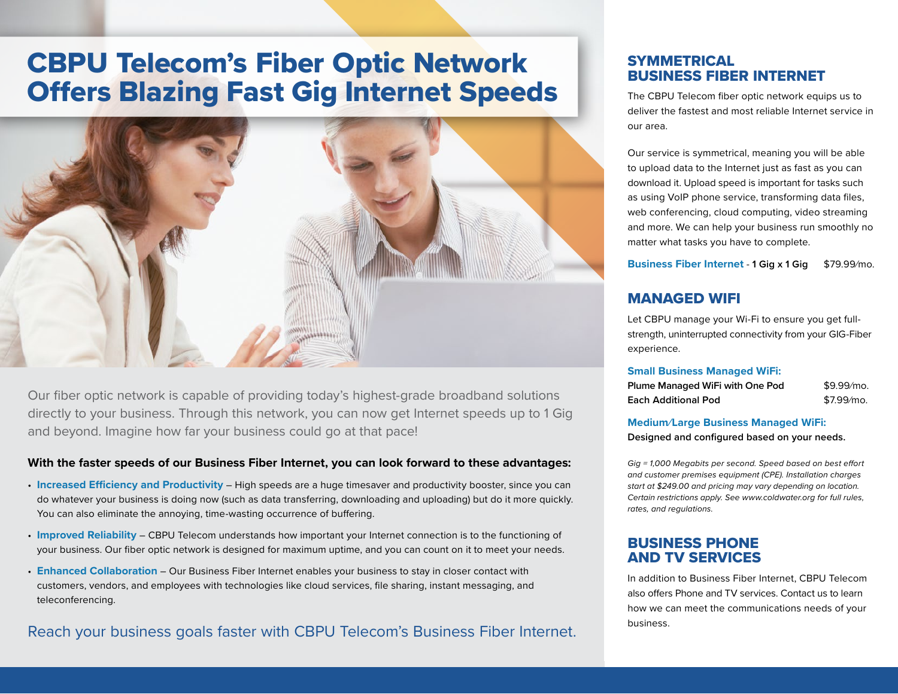# CBPU Telecom's Fiber Optic Network Offers Blazing Fast Gig Internet Speeds

Our fiber optic network is capable of providing today's highest-grade broadband solutions directly to your business. Through this network, you can now get Internet speeds up to 1 Gig and beyond. Imagine how far your business could go at that pace!

**With the faster speeds of our Business Fiber Internet, you can look forward to these advantages:**

- **Increased Efficiency and Productivity** – High speeds are a huge timesaver and productivity booster, since you can do whatever your business is doing now (such as data transferring, downloading and uploading) but do it more quickly. You can also eliminate the annoying, time-wasting occurrence of buffering.
- **Improved Reliability** – CBPU Telecom understands how important your Internet connection is to the functioning of your business. Our fiber optic network is designed for maximum uptime, and you can count on it to meet your needs.
- **Enhanced Collaboration** – Our Business Fiber Internet enables your business to stay in closer contact with customers, vendors, and employees with technologies like cloud services, file sharing, instant messaging, and teleconferencing.

Reach your business goals faster with CBPU Telecom's Business Fiber Internet.

## SYMMETRICAL BUSINESS FIBER INTERNET

The CBPU Telecom fiber optic network equips us to deliver the fastest and most reliable Internet service in our area.

Our service is symmetrical, meaning you will be able to upload data to the Internet just as fast as you can download it. Upload speed is important for tasks such as using VoIP phone service, transforming data files, web conferencing, cloud computing, video streaming and more. We can help your business run smoothly no matter what tasks you have to complete.

**Business Fiber Internet** - **1 Gig x 1 Gig** $79.99/mo.

## MANAGED WIFI

Let CBPU manage your Wi-Fi to ensure you get full-strength, uninterrupted connectivity from your GIG-Fiber experience.

**Small Business Managed WiFi:**

| | |
|---|---|
| **Plume Managed WiFi with One Pod** | $9.99/mo. |
| **Each Additional Pod** | $7.99/mo. |

**Medium/Large Business Managed WiFi:**
**Designed and configured based on your needs.**

*Gig = 1,000 Megabits per second. Speed based on best effort and customer premises equipment (CPE). Installation charges start at $249.00 and pricing may vary depending on location. Certain restrictions apply. See www.coldwater.org for full rules, rates, and regulations.*

## BUSINESS PHONE AND TV SERVICES

In addition to Business Fiber Internet, CBPU Telecom also offers Phone and TV services. Contact us to learn how we can meet the communications needs of your business.